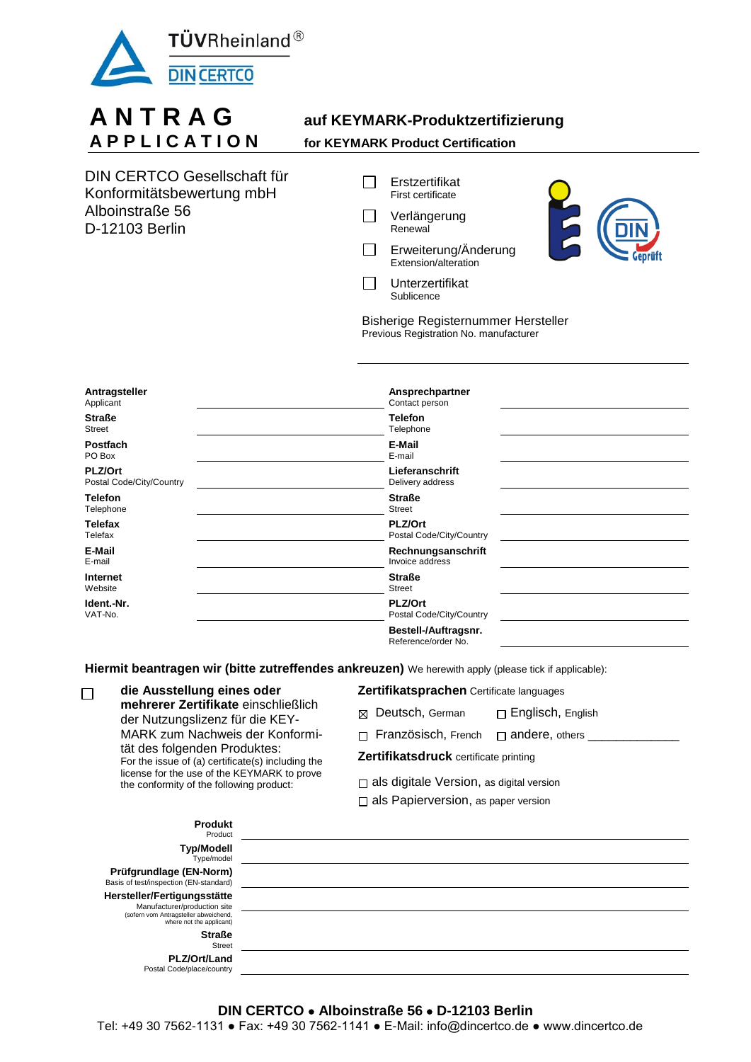# ANTRAG
## APPLICATION

**auf KEYMARK-Produktzertifizierung**
**for KEYMARK Product Certification**

DIN CERTCO Gesellschaft für Konformitätsbewertung mbH
Alboinstraße 56
D-12103 Berlin

☐ Erstzertifikat
First certificate

☐ Verlängerung
Renewal

☐ Erweiterung/Änderung
Extension/alteration

☐ Unterzertifikat
Sublicence

Bisherige Registernummer Hersteller
Previous Registration No. manufacturer

_______________________________

| | | | |
|---|---|---|---|
| **Antragsteller** Applicant | | **Ansprechpartner** Contact person | |
| **Straße** Street | | **Telefon** Telephone | |
| **Postfach** PO Box | | **E-Mail** E-mail | |
| **PLZ/Ort** Postal Code/City/Country | | **Lieferanschrift** Delivery address | |
| **Telefon** Telephone | | **Straße** Street | |
| **Telefax** Telefax | | **PLZ/Ort** Postal Code/City/Country | |
| **E-Mail** E-mail | | **Rechnungsanschrift** Invoice address | |
| **Internet** Website | | **Straße** Street | |
| **Ident.-Nr.** VAT-No. | | **PLZ/Ort** Postal Code/City/Country | |
| | | **Bestell-/Auftragsnr.** Reference/order No. | |

**Hiermit beantragen wir (bitte zutreffendes ankreuzen)** We herewith apply (please tick if applicable):

☐ **die Ausstellung eines oder mehrerer Zertifikate** einschließlich der Nutzungslizenz für die KEY-MARK zum Nachweis der Konformität des folgenden Produktes:
For the issue of (a) certificate(s) including the license for the use of the KEYMARK to prove the conformity of the following product:

**Zertifikatsprachen** Certificate languages

☒ Deutsch, German ☐ Englisch, English

☐ Französisch, French ☐ andere, others ______________

**Zertifikatsdruck** certificate printing

☐ als digitale Version, as digital version

☐ als Papierversion, as paper version

| | |
|---|---|
| **Produkt** Product | |
| **Typ/Modell** Type/model | |
| **Prüfgrundlage (EN-Norm)** Basis of test/inspection (EN-standard) | |
| **Hersteller/Fertigungsstätte** Manufacturer/production site (sofern vom Antragsteller abweichend, where not the applicant) | |
| | |
| **Straße** Street | |
| **PLZ/Ort/Land** Postal Code/place/country | |

**DIN CERTCO • Alboinstraße 56 • D-12103 Berlin**
Tel: +49 30 7562-1131 • Fax: +49 30 7562-1141 • E-Mail: info@dincertco.de • www.dincertco.de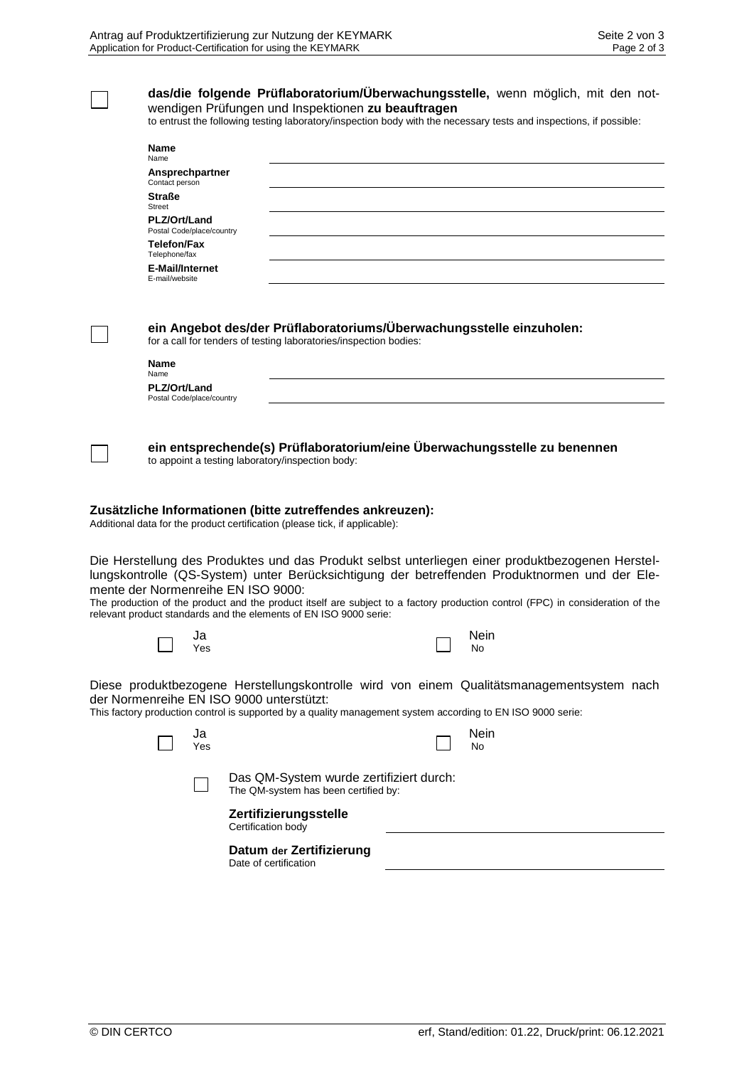☐ **das/die folgende Prüflaboratorium/Überwachungsstelle,** wenn möglich, mit den notwendigen Prüfungen und Inspektionen **zu beauftragen**
to entrust the following testing laboratory/inspection body with the necessary tests and inspections, if possible:

| | |
|---|---|
| **Name**<br>Name | |
| **Ansprechpartner**<br>Contact person | |
| **Straße**<br>Street | |
| **PLZ/Ort/Land**<br>Postal Code/place/country | |
| **Telefon/Fax**<br>Telephone/fax | |
| **E-Mail/Internet**<br>E-mail/website | |

☐ **ein Angebot des/der Prüflaboratoriums/Überwachungsstelle einzuholen:**
for a call for tenders of testing laboratories/inspection bodies:

| | |
|---|---|
| **Name**<br>Name | |
| **PLZ/Ort/Land**<br>Postal Code/place/country | |

☐ **ein entsprechende(s) Prüflaboratorium/eine Überwachungsstelle zu benennen**
to appoint a testing laboratory/inspection body:

**Zusätzliche Informationen (bitte zutreffendes ankreuzen):**
Additional data for the product certification (please tick, if applicable):

Die Herstellung des Produktes und das Produkt selbst unterliegen einer produktbezogenen Herstellungskontrolle (QS-System) unter Berücksichtigung der betreffenden Produktnormen und der Elemente der Normenreihe EN ISO 9000:
The production of the product and the product itself are subject to a factory production control (FPC) in consideration of the relevant product standards and the elements of EN ISO 9000 serie:

☐ Ja / Yes ☐ Nein / No

Diese produktbezogene Herstellungskontrolle wird von einem Qualitätsmanagementsystem nach der Normenreihe EN ISO 9000 unterstützt:
This factory production control is supported by a quality management system according to EN ISO 9000 serie:

☐ Ja / Yes ☐ Nein / No

☐ Das QM-System wurde zertifiziert durch:
The QM-system has been certified by:

| | |
|---|---|
| **Zertifizierungsstelle**<br>Certification body | |
| **Datum der Zertifizierung**<br>Date of certification | |

© DIN CERTCO erf, Stand/edition: 01.22, Druck/print: 06.12.2021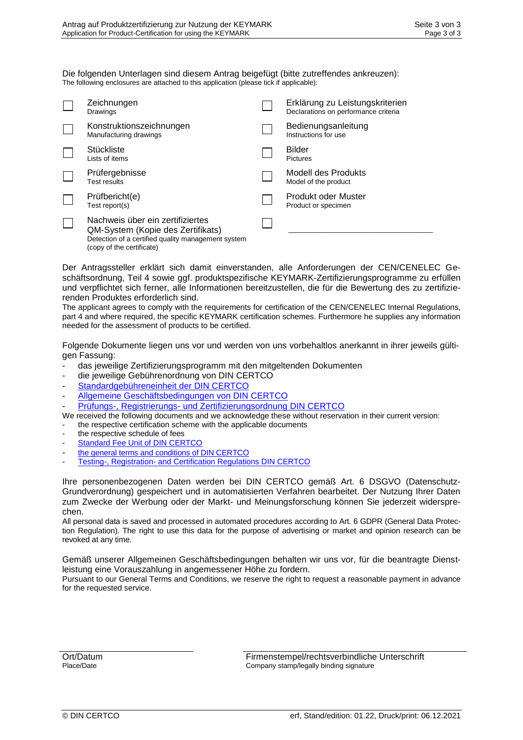Die folgenden Unterlagen sind diesem Antrag beigefügt (bitte zutreffendes ankreuzen):
The following enclosures are attached to this application (please tick if applicable):

| | | | |
|---|---|---|---|
| ☐ | Zeichnungen<br>Drawings | ☐ | Erklärung zu Leistungskriterien<br>Declarations on performance criteria |
| ☐ | Konstruktionszeichnungen<br>Manufacturing drawings | ☐ | Bedienungsanleitung<br>Instructions for use |
| ☐ | Stückliste<br>Lists of items | ☐ | Bilder<br>Pictures |
| ☐ | Prüfergebnisse<br>Test results | ☐ | Modell des Produkts<br>Model of the product |
| ☐ | Prüfbericht(e)<br>Test report(s) | ☐ | Produkt oder Muster<br>Product or specimen |
| ☐ | Nachweis über ein zertifiziertes QM-System (Kopie des Zertifikats)<br>Detection of a certified quality management system (copy of the certificate) | ☐ | ______________________________ |

Der Antragssteller erklärt sich damit einverstanden, alle Anforderungen der CEN/CENELEC Geschäftsordnung, Teil 4 sowie ggf. produktspezifische KEYMARK-Zertifizierungsprogramme zu erfüllen und verpflichtet sich ferner, alle Informationen bereitzustellen, die für die Bewertung des zu zertifizierenden Produktes erforderlich sind.
The applicant agrees to comply with the requirements for certification of the CEN/CENELEC Internal Regulations, part 4 and where required, the specific KEYMARK certification schemes. Furthermore he supplies any information needed for the assessment of products to be certified.

Folgende Dokumente liegen uns vor und werden von uns vorbehaltlos anerkannt in ihrer jeweils gültigen Fassung:

- das jeweilige Zertifizierungsprogramm mit den mitgeltenden Dokumenten
- die jeweilige Gebührenordnung von DIN CERTCO
- Standardgebühreneinheit der DIN CERTCO
- Allgemeine Geschäftsbedingungen von DIN CERTCO
- Prüfungs-, Registrierungs- und Zertifizierungsordnung DIN CERTCO

We received the following documents and we acknowledge these without reservation in their current version:

- the respective certification scheme with the applicable documents
- the respective schedule of fees
- Standard Fee Unit of DIN CERTCO
- the general terms and conditions of DIN CERTCO
- Testing-, Registration- and Certification Regulations DIN CERTCO

Ihre personenbezogenen Daten werden bei DIN CERTCO gemäß Art. 6 DSGVO (Datenschutz-Grundverordnung) gespeichert und in automatisierten Verfahren bearbeitet. Der Nutzung Ihrer Daten zum Zwecke der Werbung oder der Markt- und Meinungsforschung können Sie jederzeit widersprechen.
All personal data is saved and processed in automated procedures according to Art. 6 GDPR (General Data Protection Regulation). The right to use this data for the purpose of advertising or market and opinion research can be revoked at any time.

Gemäß unserer Allgemeinen Geschäftsbedingungen behalten wir uns vor, für die beantragte Dienstleistung eine Vorauszahlung in angemessener Höhe zu fordern.
Pursuant to our General Terms and Conditions, we reserve the right to request a reasonable payment in advance for the requested service.

______________________________
Ort/Datum
Place/Date

______________________________
Firmenstempel/rechtsverbindliche Unterschrift
Company stamp/legally binding signature

© DIN CERTCO erf, Stand/edition: 01.22, Druck/print: 06.12.2021